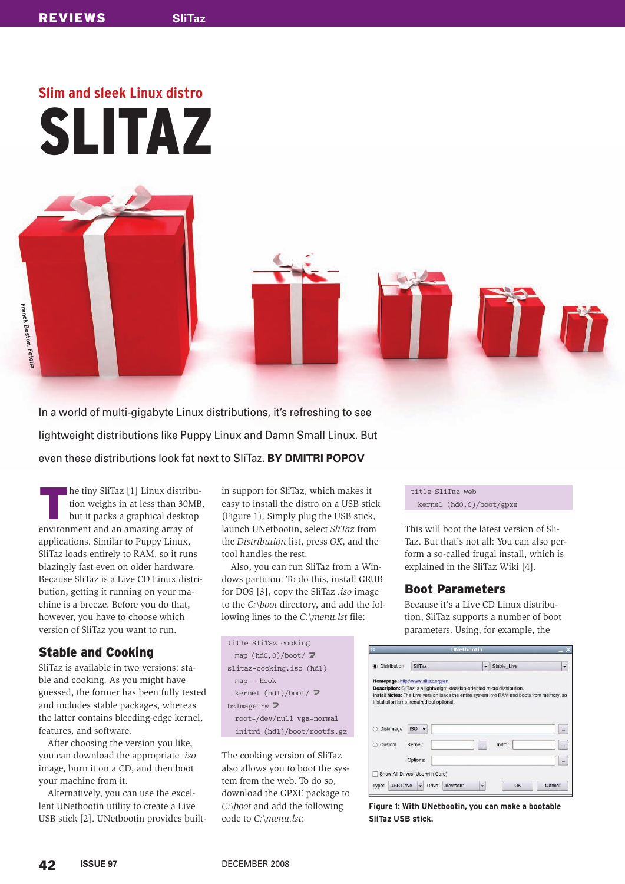## Slim and sleek Linux distro

# SLITAZ

Franck Boston, Fotolia

**In a world of multi-gigabyte Linux distributions, it's refreshing to see lightweight distributions like Puppy Linux and Damn Small Linux. But even these distributions look fat next to SliTaz. BY DMITRI POPOV**

The tiny SliTaz [1] Linux distribution weighs in at less than 30MB, but it packs a graphical desktop environment and an amazing array of applications. Similar to Puppy Linux, SliTaz loads entirely to RAM, so it runs blazingly fast even on older hardware. Because SliTaz is a Live CD Linux distribution, getting it running on your machine is a breeze. Before you do that, however, you have to choose which version of SliTaz you want to run.

## Stable and Cooking

SliTaz is available in two versions: stable and cooking. As you might have guessed, the former has been fully tested and includes stable packages, whereas the latter contains bleeding-edge kernel, features, and software.

After choosing the version you like, you can download the appropriate *.iso* image, burn it on a CD, and then boot your machine from it.

Alternatively, you can use the excellent UNetbootin utility to create a Live USB stick [2]. UNetbootin provides built-in support for SliTaz, which makes it easy to install the distro on a USB stick (Figure 1). Simply plug the USB stick, launch UNetbootin, select *SliTaz* from the *Distribution* list, press *OK*, and the tool handles the rest.

Also, you can run SliTaz from a Windows partition. To do this, install GRUB for DOS [3], copy the SliTaz *.iso* image to the *C:\boot* directory, and add the following lines to the *C:\menu.lst* file:

```
title SliTaz cooking
  map (hd0,0)/boot/ ⮐
slitaz-cooking.iso (hd1)
  map --hook
  kernel (hd1)/boot/ ⮐
bzImage rw ⮐
  root=/dev/null vga=normal
  initrd (hd1)/boot/rootfs.gz
```

The cooking version of SliTaz also allows you to boot the system from the web. To do so, download the GPXE package to *C:\boot* and add the following code to *C:\menu.lst*:

```
title SliTaz web
  kernel (hd0,0)/boot/gpxe
```

This will boot the latest version of SliTaz. But that's not all: You can also perform a so-called frugal install, which is explained in the SliTaz Wiki [4].

## Boot Parameters

Because it's a Live CD Linux distribution, SliTaz supports a number of boot parameters. Using, for example, the

**Figure 1: With UNetbootin, you can make a bootable SliTaz USB stick.**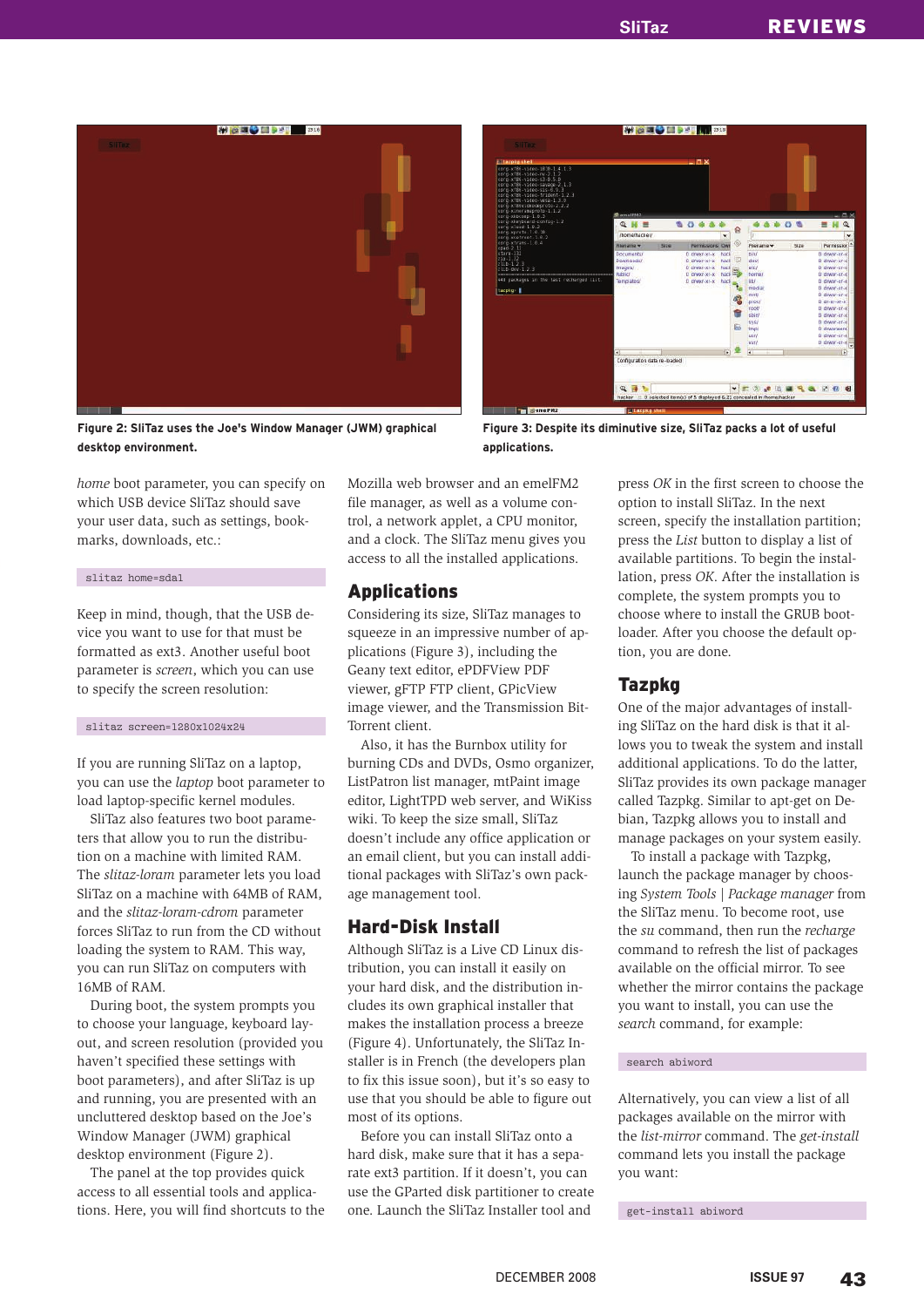Figure 2: SliTaz uses the Joe's Window Manager (JWM) graphical desktop environment.

Figure 3: Despite its diminutive size, SliTaz packs a lot of useful applications.

*home* boot parameter, you can specify on which USB device SliTaz should save your user data, such as settings, bookmarks, downloads, etc.:

```
slitaz home=sda1
```

Keep in mind, though, that the USB device you want to use for that must be formatted as ext3. Another useful boot parameter is *screen*, which you can use to specify the screen resolution:

```
slitaz screen=1280x1024x24
```

If you are running SliTaz on a laptop, you can use the *laptop* boot parameter to load laptop-specific kernel modules.

SliTaz also features two boot parameters that allow you to run the distribution on a machine with limited RAM. The *slitaz-loram* parameter lets you load SliTaz on a machine with 64MB of RAM, and the *slitaz-loram-cdrom* parameter forces SliTaz to run from the CD without loading the system to RAM. This way, you can run SliTaz on computers with 16MB of RAM.

During boot, the system prompts you to choose your language, keyboard layout, and screen resolution (provided you haven't specified these settings with boot parameters), and after SliTaz is up and running, you are presented with an uncluttered desktop based on the Joe's Window Manager (JWM) graphical desktop environment (Figure 2).

The panel at the top provides quick access to all essential tools and applications. Here, you will find shortcuts to the Mozilla web browser and an emelFM2 file manager, as well as a volume control, a network applet, a CPU monitor, and a clock. The SliTaz menu gives you access to all the installed applications.

## Applications

Considering its size, SliTaz manages to squeeze in an impressive number of applications (Figure 3), including the Geany text editor, ePDFView PDF viewer, gFTP FTP client, GPicView image viewer, and the Transmission BitTorrent client.

Also, it has the Burnbox utility for burning CDs and DVDs, Osmo organizer, ListPatron list manager, mtPaint image editor, LightTPD web server, and WiKiss wiki. To keep the size small, SliTaz doesn't include any office application or an email client, but you can install additional packages with SliTaz's own package management tool.

## Hard-Disk Install

Although SliTaz is a Live CD Linux distribution, you can install it easily on your hard disk, and the distribution includes its own graphical installer that makes the installation process a breeze (Figure 4). Unfortunately, the SliTaz Installer is in French (the developers plan to fix this issue soon), but it's so easy to use that you should be able to figure out most of its options.

Before you can install SliTaz onto a hard disk, make sure that it has a separate ext3 partition. If it doesn't, you can use the GParted disk partitioner to create one. Launch the SliTaz Installer tool and press *OK* in the first screen to choose the option to install SliTaz. In the next screen, specify the installation partition; press the *List* button to display a list of available partitions. To begin the installation, press *OK*. After the installation is complete, the system prompts you to choose where to install the GRUB bootloader. After you choose the default option, you are done.

## Tazpkg

One of the major advantages of installing SliTaz on the hard disk is that it allows you to tweak the system and install additional applications. To do the latter, SliTaz provides its own package manager called Tazpkg. Similar to apt-get on Debian, Tazpkg allows you to install and manage packages on your system easily.

To install a package with Tazpkg, launch the package manager by choosing *System Tools | Package manager* from the SliTaz menu. To become root, use the *su* command, then run the *recharge* command to refresh the list of packages available on the official mirror. To see whether the mirror contains the package you want to install, you can use the *search* command, for example:

```
search abiword
```

Alternatively, you can view a list of all packages available on the mirror with the *list-mirror* command. The *get-install* command lets you install the package you want:

```
get-install abiword
```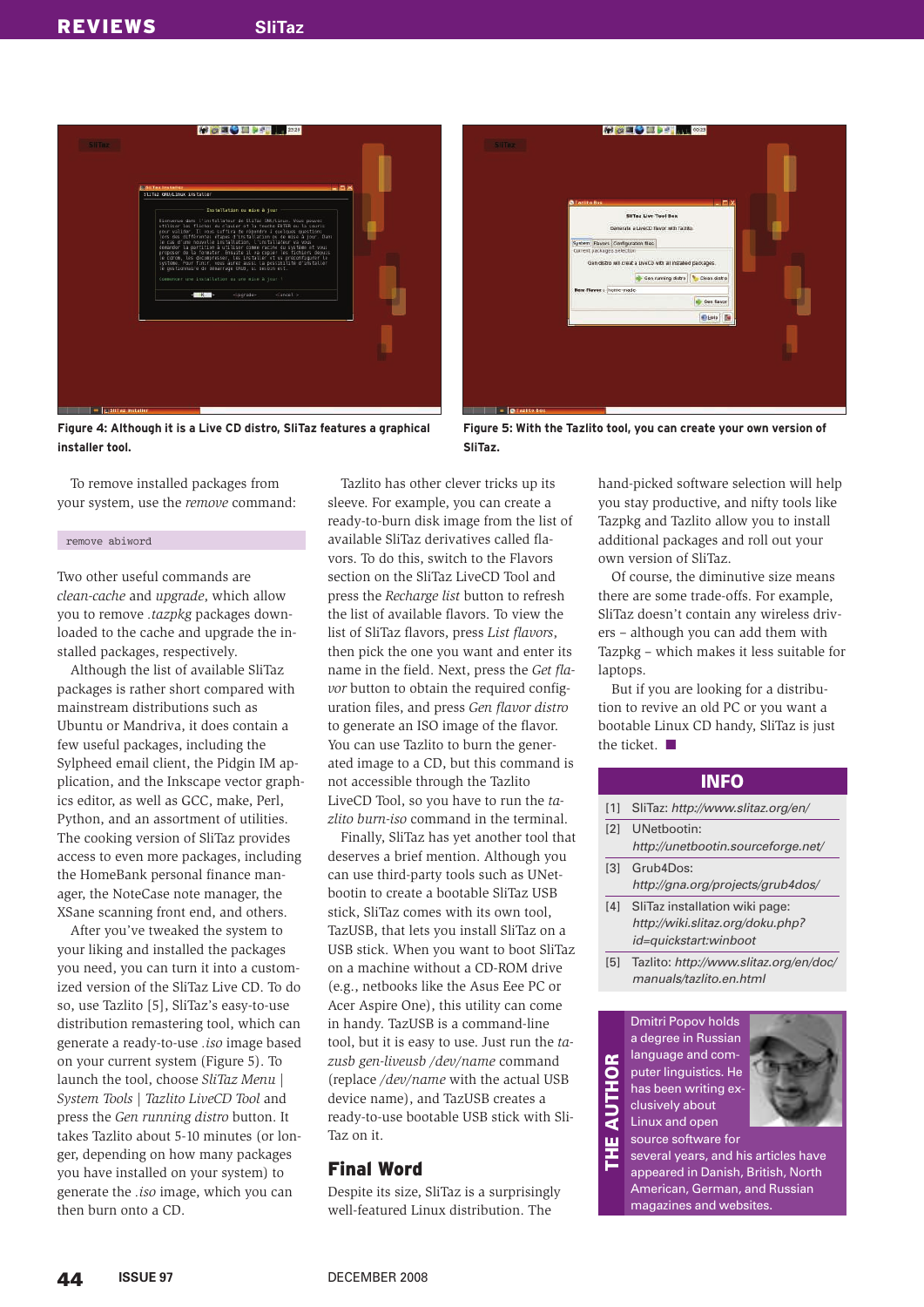Figure 4: Although it is a Live CD distro, SliTaz features a graphical installer tool.

Figure 5: With the Tazlito tool, you can create your own version of SliTaz.

To remove installed packages from your system, use the *remove* command:

```
remove abiword
```

Two other useful commands are *clean-cache* and *upgrade*, which allow you to remove *.tazpkg* packages downloaded to the cache and upgrade the installed packages, respectively.

Although the list of available SliTaz packages is rather short compared with mainstream distributions such as Ubuntu or Mandriva, it does contain a few useful packages, including the Sylpheed email client, the Pidgin IM application, and the Inkscape vector graphics editor, as well as GCC, make, Perl, Python, and an assortment of utilities. The cooking version of SliTaz provides access to even more packages, including the HomeBank personal finance manager, the NoteCase note manager, the XSane scanning front end, and others.

After you've tweaked the system to your liking and installed the packages you need, you can turn it into a customized version of the SliTaz Live CD. To do so, use Tazlito [5], SliTaz's easy-to-use distribution remastering tool, which can generate a ready-to-use *.iso* image based on your current system (Figure 5). To launch the tool, choose *SliTaz Menu | System Tools | Tazlito LiveCD Tool* and press the *Gen running distro* button. It takes Tazlito about 5-10 minutes (or longer, depending on how many packages you have installed on your system) to generate the *.iso* image, which you can then burn onto a CD.

Tazlito has other clever tricks up its sleeve. For example, you can create a ready-to-burn disk image from the list of available SliTaz derivatives called flavors. To do this, switch to the Flavors section on the SliTaz LiveCD Tool and press the *Recharge list* button to refresh the list of available flavors. To view the list of SliTaz flavors, press *List flavors*, then pick the one you want and enter its name in the field. Next, press the *Get flavor* button to obtain the required configuration files, and press *Gen flavor distro* to generate an ISO image of the flavor. You can use Tazlito to burn the generated image to a CD, but this command is not accessible through the Tazlito LiveCD Tool, so you have to run the *tazlito burn-iso* command in the terminal.

Finally, SliTaz has yet another tool that deserves a brief mention. Although you can use third-party tools such as UNetbootin to create a bootable SliTaz USB stick, SliTaz comes with its own tool, TazUSB, that lets you install SliTaz on a USB stick. When you want to boot SliTaz on a machine without a CD-ROM drive (e.g., netbooks like the Asus Eee PC or Acer Aspire One), this utility can come in handy. TazUSB is a command-line tool, but it is easy to use. Just run the *tazusb gen-liveusb /dev/name* command (replace */dev/name* with the actual USB device name), and TazUSB creates a ready-to-use bootable USB stick with SliTaz on it.

## Final Word

Despite its size, SliTaz is a surprisingly well-featured Linux distribution. The hand-picked software selection will help you stay productive, and nifty tools like Tazpkg and Tazlito allow you to install additional packages and roll out your own version of SliTaz.

Of course, the diminutive size means there are some trade-offs. For example, SliTaz doesn't contain any wireless drivers – although you can add them with Tazpkg – which makes it less suitable for laptops.

But if you are looking for a distribution to revive an old PC or you want a bootable Linux CD handy, SliTaz is just the ticket. ■

## INFO

[1] SliTaz: *http://www.slitaz.org/en/*

[2] UNetbootin: *http://unetbootin.sourceforge.net/*

[3] Grub4Dos: *http://gna.org/projects/grub4dos/*

[4] SliTaz installation wiki page: *http://wiki.slitaz.org/doku.php?id=quickstart:winboot*

[5] Tazlito: *http://www.slitaz.org/en/doc/manuals/tazlito.en.html*

## THE AUTHOR

Dmitri Popov holds a degree in Russian language and computer linguistics. He has been writing exclusively about Linux and open source software for several years, and his articles have appeared in Danish, British, North American, German, and Russian magazines and websites.